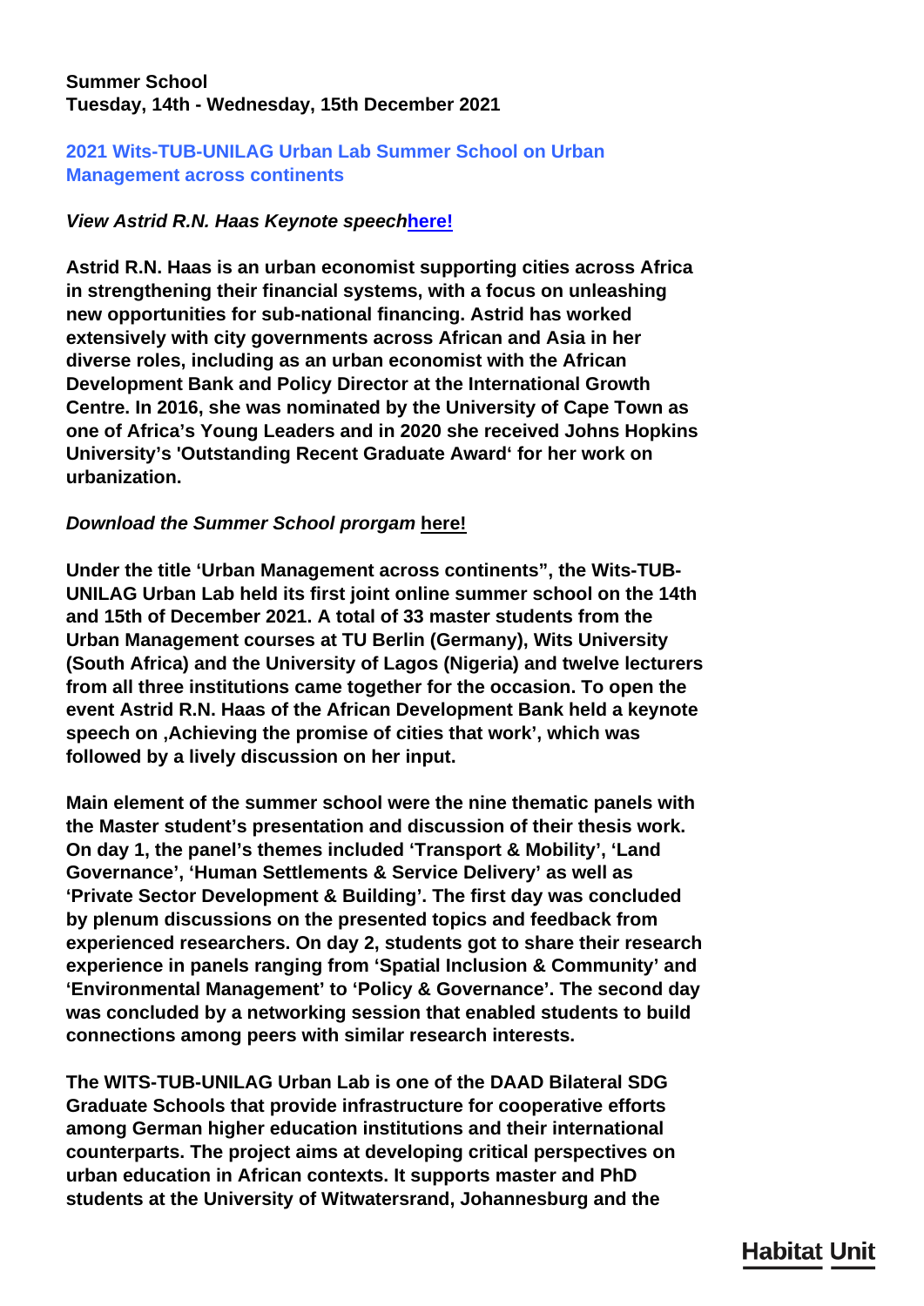**Summer School**
**Tuesday, 14th - Wednesday, 15th December 2021**

## 2021 Wits-TUB-UNILAG Urban Lab Summer School on Urban Management across continents

***View Astrid R.N. Haas Keynote speech*[here!](#)**

**Astrid R.N. Haas is an urban economist supporting cities across Africa in strengthening their financial systems, with a focus on unleashing new opportunities for sub-national financing. Astrid has worked extensively with city governments across African and Asia in her diverse roles, including as an urban economist with the African Development Bank and Policy Director at the International Growth Centre. In 2016, she was nominated by the University of Cape Town as one of Africa's Young Leaders and in 2020 she received Johns Hopkins University's 'Outstanding Recent Graduate Award' for her work on urbanization.**

***Download the Summer School prorgam* [here!](#)**

**Under the title 'Urban Management across continents", the Wits-TUB-UNILAG Urban Lab held its first joint online summer school on the 14th and 15th of December 2021. A total of 33 master students from the Urban Management courses at TU Berlin (Germany), Wits University (South Africa) and the University of Lagos (Nigeria) and twelve lecturers from all three institutions came together for the occasion. To open the event Astrid R.N. Haas of the African Development Bank held a keynote speech on ‚Achieving the promise of cities that work', which was followed by a lively discussion on her input.**

**Main element of the summer school were the nine thematic panels with the Master student's presentation and discussion of their thesis work. On day 1, the panel's themes included 'Transport & Mobility', 'Land Governance', 'Human Settlements & Service Delivery' as well as 'Private Sector Development & Building'. The first day was concluded by plenum discussions on the presented topics and feedback from experienced researchers. On day 2, students got to share their research experience in panels ranging from 'Spatial Inclusion & Community' and 'Environmental Management' to 'Policy & Governance'. The second day was concluded by a networking session that enabled students to build connections among peers with similar research interests.**

**The WITS-TUB-UNILAG Urban Lab is one of the DAAD Bilateral SDG Graduate Schools that provide infrastructure for cooperative efforts among German higher education institutions and their international counterparts. The project aims at developing critical perspectives on urban education in African contexts. It supports master and PhD students at the University of Witwatersrand, Johannesburg and the**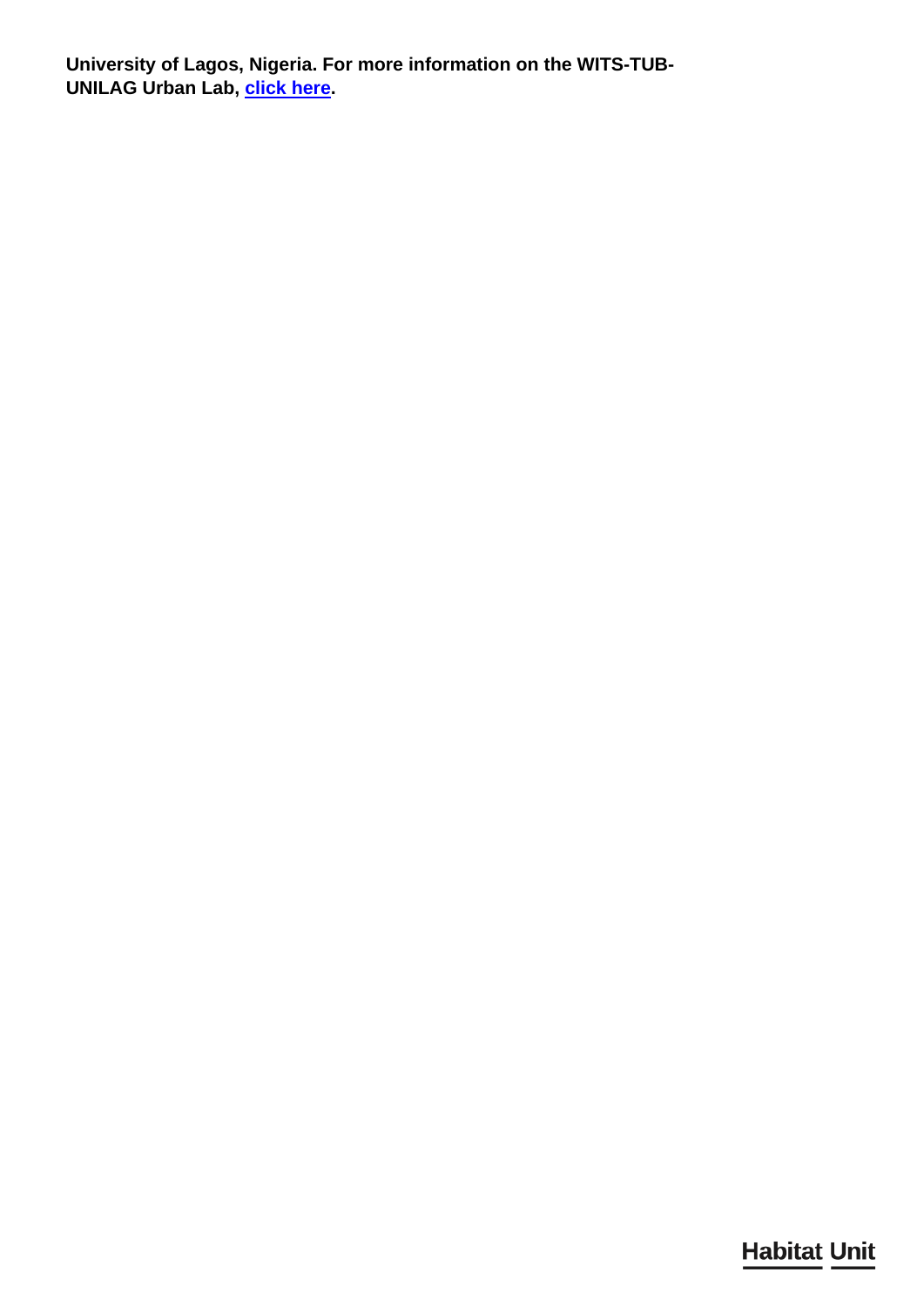**University of Lagos, Nigeria. For more information on the WITS-TUB-UNILAG Urban Lab, click here.**